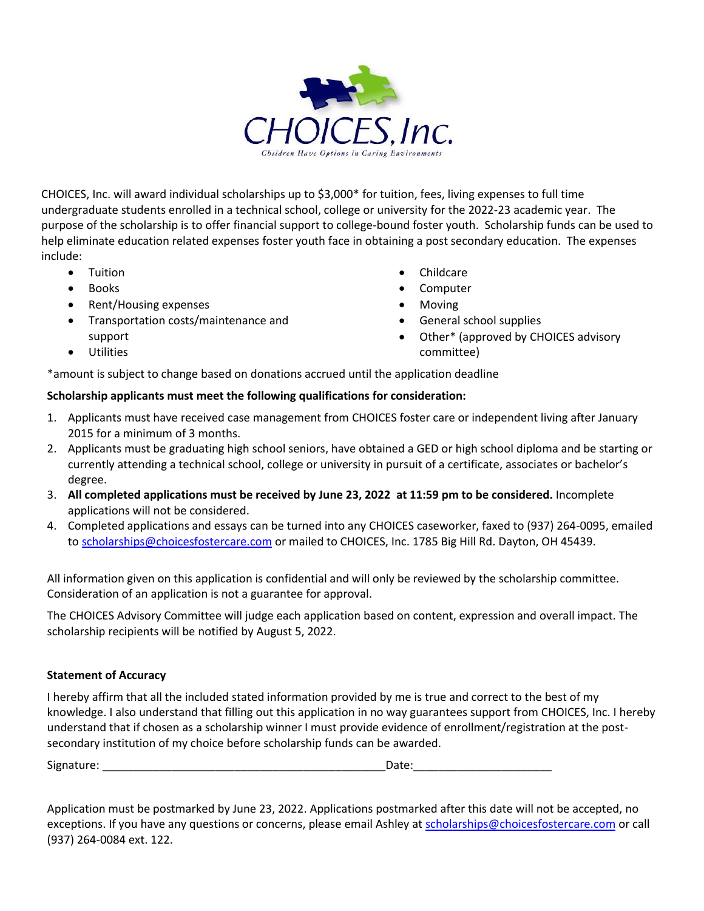CHOICES, Inc.

Children Have Options in Caring Environments

CHOICES, Inc. will award individual scholarships up to $3,000* for tuition, fees, living expenses to full time undergraduate students enrolled in a technical school, college or university for the 2022-23 academic year. The purpose of the scholarship is to offer financial support to college-bound foster youth. Scholarship funds can be used to help eliminate education related expenses foster youth face in obtaining a post secondary education. The expenses include:

- Tuition
- Books
- Rent/Housing expenses
- Transportation costs/maintenance and support
- Utilities
- Childcare
- Computer
- Moving
- General school supplies
- Other* (approved by CHOICES advisory committee)

*amount is subject to change based on donations accrued until the application deadline

**Scholarship applicants must meet the following qualifications for consideration:**

1. Applicants must have received case management from CHOICES foster care or independent living after January 2015 for a minimum of 3 months.
2. Applicants must be graduating high school seniors, have obtained a GED or high school diploma and be starting or currently attending a technical school, college or university in pursuit of a certificate, associates or bachelor's degree.
3. **All completed applications must be received by June 23, 2022 at 11:59 pm to be considered.** Incomplete applications will not be considered.
4. Completed applications and essays can be turned into any CHOICES caseworker, faxed to (937) 264-0095, emailed to scholarships@choicesfostercare.com or mailed to CHOICES, Inc. 1785 Big Hill Rd. Dayton, OH 45439.

All information given on this application is confidential and will only be reviewed by the scholarship committee. Consideration of an application is not a guarantee for approval.

The CHOICES Advisory Committee will judge each application based on content, expression and overall impact. The scholarship recipients will be notified by August 5, 2022.

**Statement of Accuracy**

I hereby affirm that all the included stated information provided by me is true and correct to the best of my knowledge. I also understand that filling out this application in no way guarantees support from CHOICES, Inc. I hereby understand that if chosen as a scholarship winner I must provide evidence of enrollment/registration at the post-secondary institution of my choice before scholarship funds can be awarded.

Signature: _____________________________________________ Date:______________________

Application must be postmarked by June 23, 2022. Applications postmarked after this date will not be accepted, no exceptions. If you have any questions or concerns, please email Ashley at scholarships@choicesfostercare.com or call (937) 264-0084 ext. 122.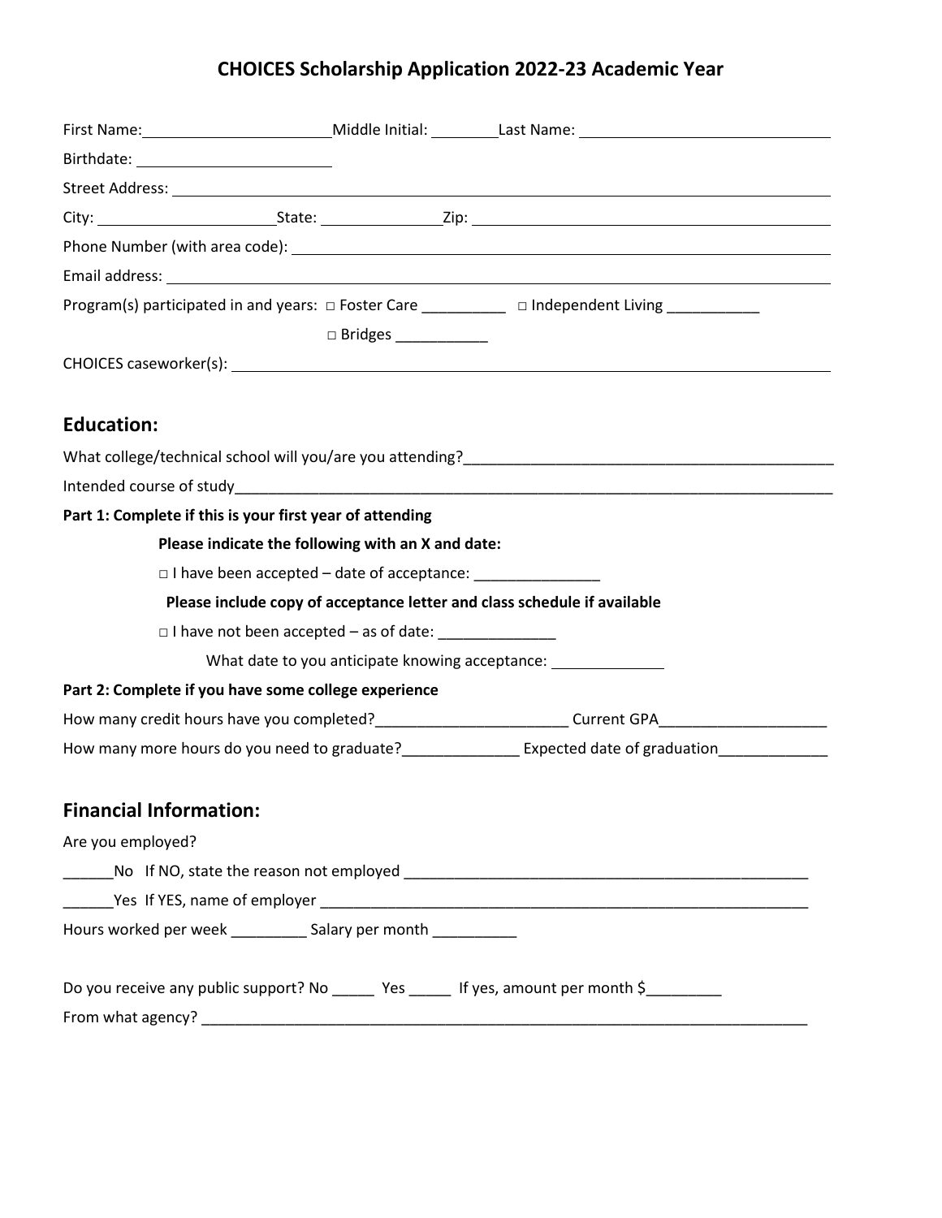# CHOICES Scholarship Application 2022-23 Academic Year

First Name: ______________________ Middle Initial: ________ Last Name: ______________________________

Birthdate: ______________________

Street Address: ____________________________________________________________________________

City: ____________________ State: ______________ Zip: ____________________________________________

Phone Number (with area code): ______________________________________________________________

Email address: ______________________________________________________________________________

Program(s) participated in and years: □ Foster Care __________ □ Independent Living ___________

□ Bridges ___________

CHOICES caseworker(s): ______________________________________________________________________

## Education:

What college/technical school will you/are you attending?_____________________________________________

Intended course of study__________________________________________________________________________

**Part 1: Complete if this is your first year of attending**

**Please indicate the following with an X and date:**

□ I have been accepted – date of acceptance: _______________

**Please include copy of acceptance letter and class schedule if available**

□ I have not been accepted – as of date: ______________

What date to you anticipate knowing acceptance: _____________

**Part 2: Complete if you have some college experience**

How many credit hours have you completed?_______________________ Current GPA____________________

How many more hours do you need to graduate?______________ Expected date of graduation_____________

## Financial Information:

Are you employed?

______No If NO, state the reason not employed __________________________________________________

______Yes If YES, name of employer _____________________________________________________________

Hours worked per week _________ Salary per month __________

Do you receive any public support? No _____ Yes _____ If yes, amount per month $_________

From what agency? ____________________________________________________________________________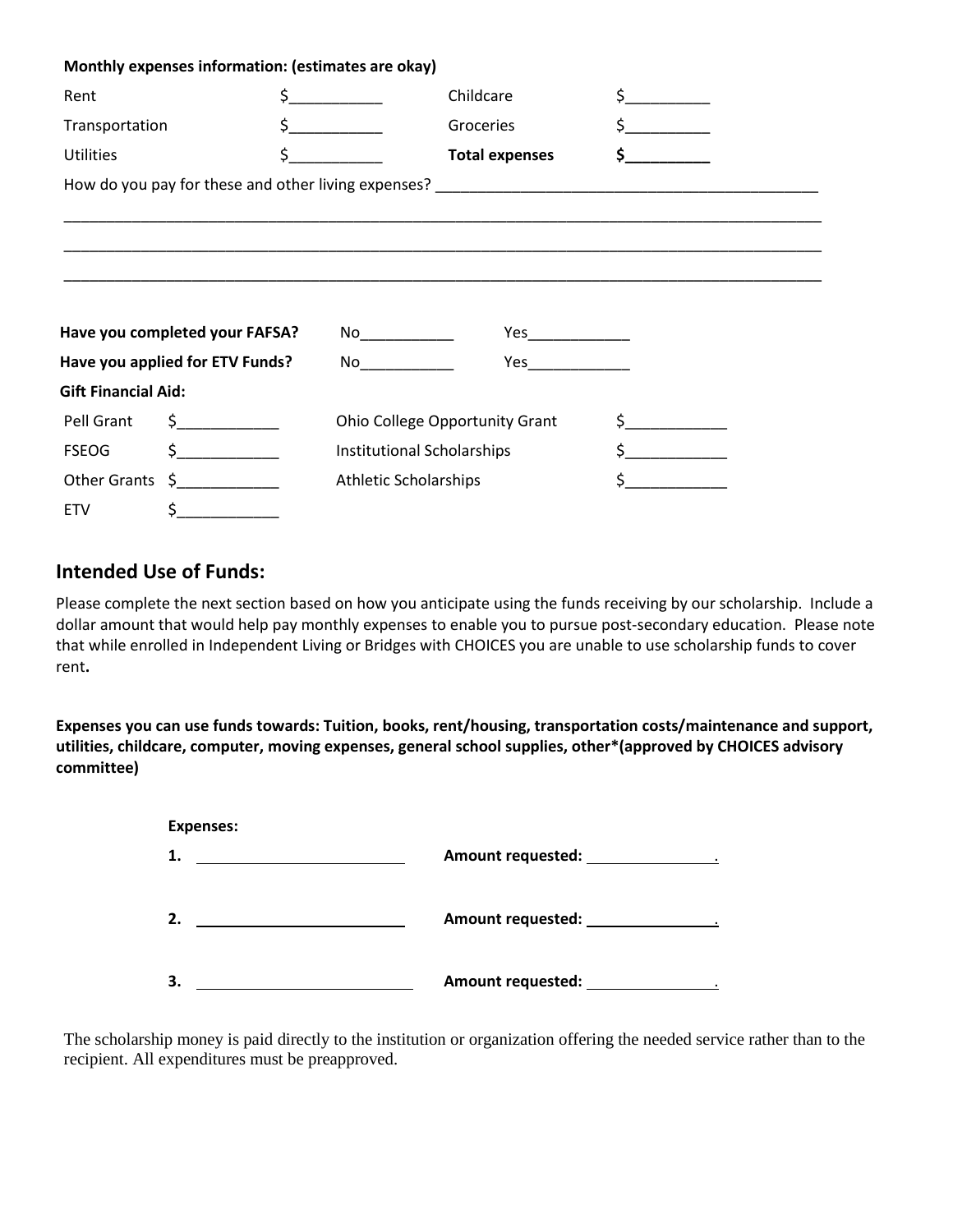**Monthly expenses information: (estimates are okay)**

| | | | |
|---|---|---|---|
| Rent | $__________ | Childcare | $_________ |
| Transportation | $__________ | Groceries | $_________ |
| Utilities | $__________ | **Total expenses** | **$_________** |

How do you pay for these and other living expenses? ___________________________________________

_____________________________________________________________________________________

_____________________________________________________________________________________

_____________________________________________________________________________________

**Have you completed your FAFSA?** No__________ Yes___________

**Have you applied for ETV Funds?** No__________ Yes___________

**Gift Financial Aid:**

| | | | |
|---|---|---|---|
| Pell Grant | $___________ | Ohio College Opportunity Grant | $___________ |
| FSEOG | $___________ | Institutional Scholarships | $___________ |
| Other Grants | $___________ | Athletic Scholarships | $___________ |
| ETV | $___________ | | |

## Intended Use of Funds:

Please complete the next section based on how you anticipate using the funds receiving by our scholarship. Include a dollar amount that would help pay monthly expenses to enable you to pursue post-secondary education. Please note that while enrolled in Independent Living or Bridges with CHOICES you are unable to use scholarship funds to cover rent**.**

**Expenses you can use funds towards: Tuition, books, rent/housing, transportation costs/maintenance and support, utilities, childcare, computer, moving expenses, general school supplies, other*(approved by CHOICES advisory committee)**

**Expenses:**

**1.** ______________________ **Amount requested:** ______________.

**2.** ______________________ **Amount requested:** ______________.

**3.** ______________________ **Amount requested:** ______________.

The scholarship money is paid directly to the institution or organization offering the needed service rather than to the recipient. All expenditures must be preapproved.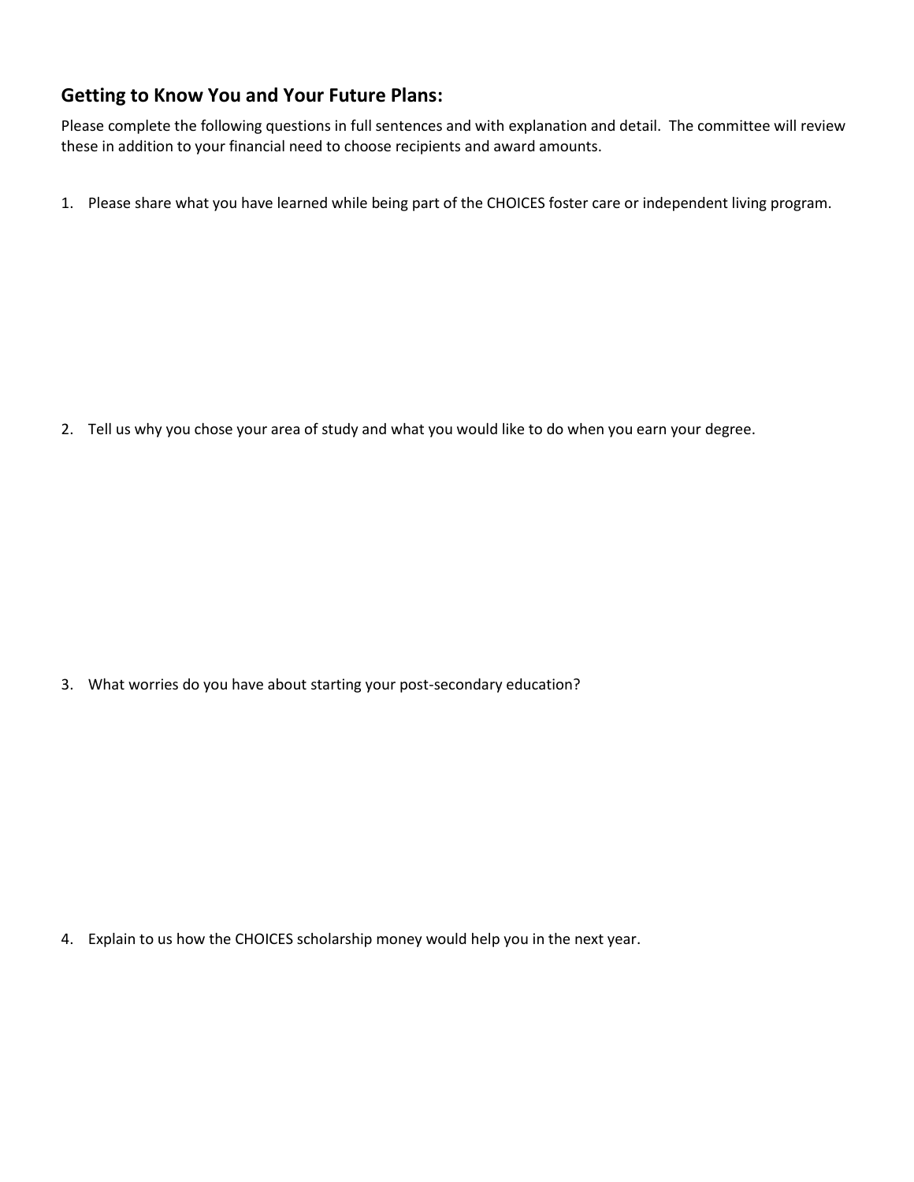## Getting to Know You and Your Future Plans:

Please complete the following questions in full sentences and with explanation and detail. The committee will review these in addition to your financial need to choose recipients and award amounts.

1. Please share what you have learned while being part of the CHOICES foster care or independent living program.

2. Tell us why you chose your area of study and what you would like to do when you earn your degree.

3. What worries do you have about starting your post-secondary education?

4. Explain to us how the CHOICES scholarship money would help you in the next year.